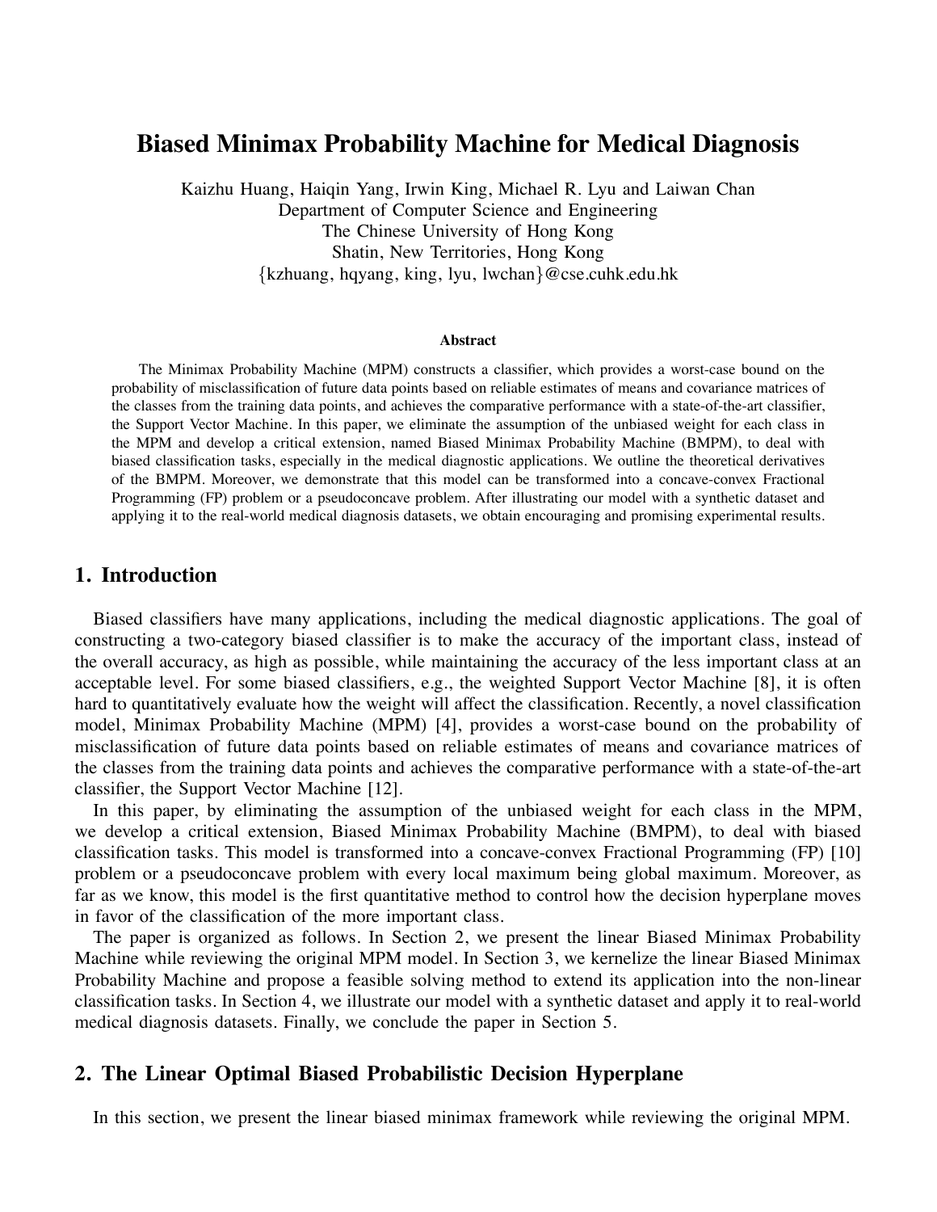# Biased Minimax Probability Machine for Medical Diagnosis

Kaizhu Huang, Haiqin Yang, Irwin King, Michael R. Lyu and Laiwan Chan
Department of Computer Science and Engineering
The Chinese University of Hong Kong
Shatin, New Territories, Hong Kong
{kzhuang, hqyang, king, lyu, lwchan}@cse.cuhk.edu.hk

**Abstract**

The Minimax Probability Machine (MPM) constructs a classifier, which provides a worst-case bound on the probability of misclassification of future data points based on reliable estimates of means and covariance matrices of the classes from the training data points, and achieves the comparative performance with a state-of-the-art classifier, the Support Vector Machine. In this paper, we eliminate the assumption of the unbiased weight for each class in the MPM and develop a critical extension, named Biased Minimax Probability Machine (BMPM), to deal with biased classification tasks, especially in the medical diagnostic applications. We outline the theoretical derivatives of the BMPM. Moreover, we demonstrate that this model can be transformed into a concave-convex Fractional Programming (FP) problem or a pseudoconcave problem. After illustrating our model with a synthetic dataset and applying it to the real-world medical diagnosis datasets, we obtain encouraging and promising experimental results.

## 1. Introduction

Biased classifiers have many applications, including the medical diagnostic applications. The goal of constructing a two-category biased classifier is to make the accuracy of the important class, instead of the overall accuracy, as high as possible, while maintaining the accuracy of the less important class at an acceptable level. For some biased classifiers, e.g., the weighted Support Vector Machine [8], it is often hard to quantitatively evaluate how the weight will affect the classification. Recently, a novel classification model, Minimax Probability Machine (MPM) [4], provides a worst-case bound on the probability of misclassification of future data points based on reliable estimates of means and covariance matrices of the classes from the training data points and achieves the comparative performance with a state-of-the-art classifier, the Support Vector Machine [12].

In this paper, by eliminating the assumption of the unbiased weight for each class in the MPM, we develop a critical extension, Biased Minimax Probability Machine (BMPM), to deal with biased classification tasks. This model is transformed into a concave-convex Fractional Programming (FP) [10] problem or a pseudoconcave problem with every local maximum being global maximum. Moreover, as far as we know, this model is the first quantitative method to control how the decision hyperplane moves in favor of the classification of the more important class.

The paper is organized as follows. In Section 2, we present the linear Biased Minimax Probability Machine while reviewing the original MPM model. In Section 3, we kernelize the linear Biased Minimax Probability Machine and propose a feasible solving method to extend its application into the non-linear classification tasks. In Section 4, we illustrate our model with a synthetic dataset and apply it to real-world medical diagnosis datasets. Finally, we conclude the paper in Section 5.

## 2. The Linear Optimal Biased Probabilistic Decision Hyperplane

In this section, we present the linear biased minimax framework while reviewing the original MPM.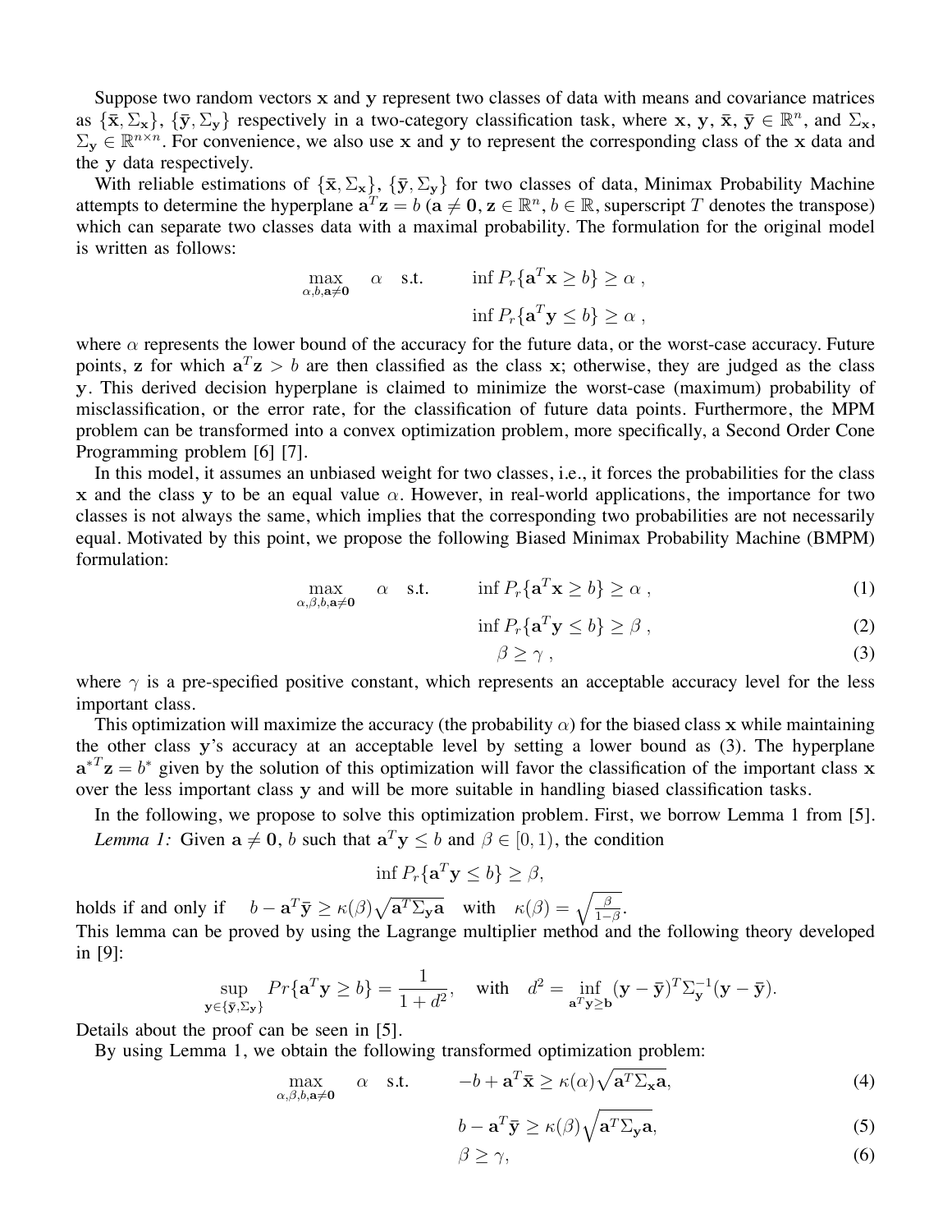Suppose two random vectors $\mathbf{x}$ and $\mathbf{y}$ represent two classes of data with means and covariance matrices as $\{\bar{\mathbf{x}}, \Sigma_{\mathbf{x}}\}$, $\{\bar{\mathbf{y}}, \Sigma_{\mathbf{y}}\}$ respectively in a two-category classification task, where $\mathbf{x}$, $\mathbf{y}$, $\bar{\mathbf{x}}$, $\bar{\mathbf{y}} \in \mathbb{R}^n$, and $\Sigma_{\mathbf{x}}$, $\Sigma_{\mathbf{y}} \in \mathbb{R}^{n \times n}$. For convenience, we also use $\mathbf{x}$ and $\mathbf{y}$ to represent the corresponding class of the $\mathbf{x}$ data and the $\mathbf{y}$ data respectively.

With reliable estimations of $\{\bar{\mathbf{x}}, \Sigma_{\mathbf{x}}\}$, $\{\bar{\mathbf{y}}, \Sigma_{\mathbf{y}}\}$ for two classes of data, Minimax Probability Machine attempts to determine the hyperplane $\mathbf{a}^T\mathbf{z} = b$ ($\mathbf{a} \neq \mathbf{0}, \mathbf{z} \in \mathbb{R}^n$, $b \in \mathbb{R}$, superscript $T$ denotes the transpose) which can separate two classes data with a maximal probability. The formulation for the original model is written as follows:

$$\max_{\alpha, b, \mathbf{a} \neq \mathbf{0}} \quad \alpha \quad \text{s.t.} \qquad \inf P_r\{\mathbf{a}^T\mathbf{x} \geq b\} \geq \alpha \,,$$

$$\inf P_r\{\mathbf{a}^T\mathbf{y} \leq b\} \geq \alpha \,,$$

where $\alpha$ represents the lower bound of the accuracy for the future data, or the worst-case accuracy. Future points, $\mathbf{z}$ for which $\mathbf{a}^T\mathbf{z} > b$ are then classified as the class $\mathbf{x}$; otherwise, they are judged as the class $\mathbf{y}$. This derived decision hyperplane is claimed to minimize the worst-case (maximum) probability of misclassification, or the error rate, for the classification of future data points. Furthermore, the MPM problem can be transformed into a convex optimization problem, more specifically, a Second Order Cone Programming problem [6] [7].

In this model, it assumes an unbiased weight for two classes, i.e., it forces the probabilities for the class $\mathbf{x}$ and the class $\mathbf{y}$ to be an equal value $\alpha$. However, in real-world applications, the importance for two classes is not always the same, which implies that the corresponding two probabilities are not necessarily equal. Motivated by this point, we propose the following Biased Minimax Probability Machine (BMPM) formulation:

$$\max_{\alpha, \beta, b, \mathbf{a} \neq \mathbf{0}} \quad \alpha \quad \text{s.t.} \qquad \inf P_r\{\mathbf{a}^T\mathbf{x} \geq b\} \geq \alpha \,, \tag{1}$$

$$\inf P_r\{\mathbf{a}^T\mathbf{y} \leq b\} \geq \beta \,, \tag{2}$$

$$\beta \geq \gamma \,, \tag{3}$$

where $\gamma$ is a pre-specified positive constant, which represents an acceptable accuracy level for the less important class.

This optimization will maximize the accuracy (the probability $\alpha$) for the biased class $\mathbf{x}$ while maintaining the other class $\mathbf{y}$'s accuracy at an acceptable level by setting a lower bound as (3). The hyperplane $\mathbf{a}^{*T}\mathbf{z} = b^*$ given by the solution of this optimization will favor the classification of the important class $\mathbf{x}$ over the less important class $\mathbf{y}$ and will be more suitable in handling biased classification tasks.

In the following, we propose to solve this optimization problem. First, we borrow Lemma 1 from [5].

*Lemma 1:* Given $\mathbf{a} \neq \mathbf{0}$, $b$ such that $\mathbf{a}^T\mathbf{y} \leq b$ and $\beta \in [0, 1)$, the condition

$$\inf P_r\{\mathbf{a}^T\mathbf{y} \leq b\} \geq \beta,$$

holds if and only if $\quad b - \mathbf{a}^T\bar{\mathbf{y}} \geq \kappa(\beta)\sqrt{\mathbf{a}^T\Sigma_{\mathbf{y}}\mathbf{a}} \quad$ with $\quad \kappa(\beta) = \sqrt{\frac{\beta}{1-\beta}}$.

This lemma can be proved by using the Lagrange multiplier method and the following theory developed in [9]:

$$\sup_{\mathbf{y} \in \{\bar{\mathbf{y}}, \Sigma_{\mathbf{y}}\}} Pr\{\mathbf{a}^T\mathbf{y} \geq b\} = \frac{1}{1+d^2}, \quad \text{with} \quad d^2 = \inf_{\mathbf{a}^T\mathbf{y} \geq \mathbf{b}} (\mathbf{y} - \bar{\mathbf{y}})^T \Sigma_{\mathbf{y}}^{-1} (\mathbf{y} - \bar{\mathbf{y}}).$$

Details about the proof can be seen in [5].

By using Lemma 1, we obtain the following transformed optimization problem:

$$\max_{\alpha, \beta, b, \mathbf{a} \neq \mathbf{0}} \quad \alpha \quad \text{s.t.} \qquad -b + \mathbf{a}^T\bar{\mathbf{x}} \geq \kappa(\alpha)\sqrt{\mathbf{a}^T\Sigma_{\mathbf{x}}\mathbf{a}}, \tag{4}$$

$$b - \mathbf{a}^T\bar{\mathbf{y}} \geq \kappa(\beta)\sqrt{\mathbf{a}^T\Sigma_{\mathbf{y}}\mathbf{a}}, \tag{5}$$

$$\beta \geq \gamma, \tag{6}$$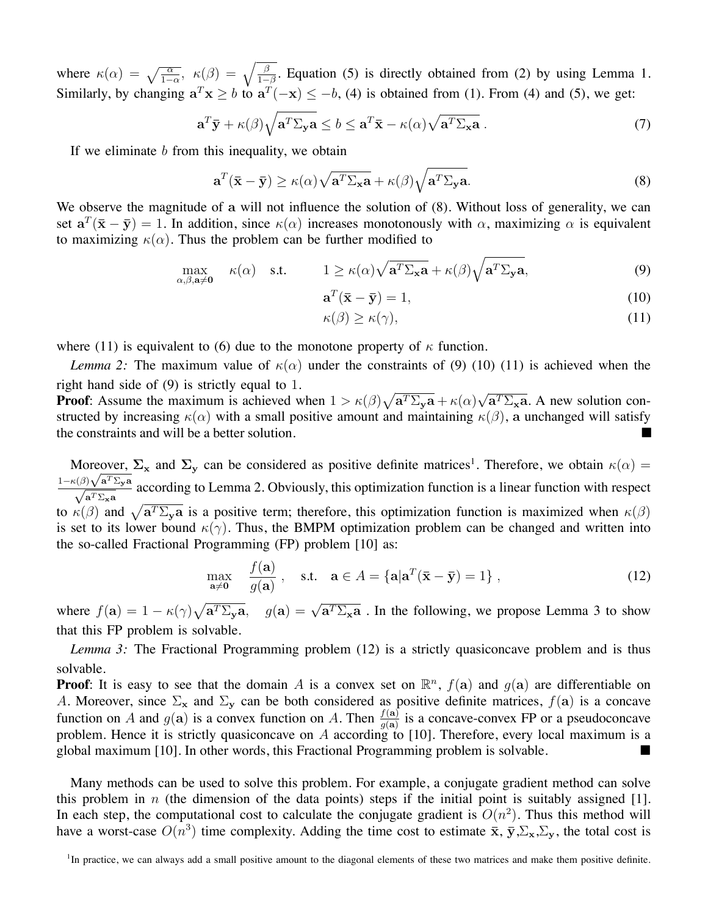where $\kappa(\alpha) = \sqrt{\frac{\alpha}{1-\alpha}}$, $\kappa(\beta) = \sqrt{\frac{\beta}{1-\beta}}$. Equation (5) is directly obtained from (2) by using Lemma 1. Similarly, by changing $\mathbf{a}^T\mathbf{x} \geq b$ to $\mathbf{a}^T(-\mathbf{x}) \leq -b$, (4) is obtained from (1). From (4) and (5), we get:

$$\mathbf{a}^T\bar{\mathbf{y}} + \kappa(\beta)\sqrt{\mathbf{a}^T\Sigma_{\mathbf{y}}\mathbf{a}} \leq b \leq \mathbf{a}^T\bar{\mathbf{x}} - \kappa(\alpha)\sqrt{\mathbf{a}^T\Sigma_{\mathbf{x}}\mathbf{a}}\,. \tag{7}$$

If we eliminate $b$ from this inequality, we obtain

$$\mathbf{a}^T(\bar{\mathbf{x}} - \bar{\mathbf{y}}) \geq \kappa(\alpha)\sqrt{\mathbf{a}^T\Sigma_{\mathbf{x}}\mathbf{a}} + \kappa(\beta)\sqrt{\mathbf{a}^T\Sigma_{\mathbf{y}}\mathbf{a}}. \tag{8}$$

We observe the magnitude of $\mathbf{a}$ will not influence the solution of (8). Without loss of generality, we can set $\mathbf{a}^T(\bar{\mathbf{x}} - \bar{\mathbf{y}}) = 1$. In addition, since $\kappa(\alpha)$ increases monotonously with $\alpha$, maximizing $\alpha$ is equivalent to maximizing $\kappa(\alpha)$. Thus the problem can be further modified to

$$\max_{\alpha,\beta,\mathbf{a}\neq\mathbf{0}} \quad \kappa(\alpha) \quad \text{s.t.} \qquad 1 \geq \kappa(\alpha)\sqrt{\mathbf{a}^T\Sigma_{\mathbf{x}}\mathbf{a}} + \kappa(\beta)\sqrt{\mathbf{a}^T\Sigma_{\mathbf{y}}\mathbf{a}}, \tag{9}$$

$$\mathbf{a}^T(\bar{\mathbf{x}} - \bar{\mathbf{y}}) = 1, \tag{10}$$

$$\kappa(\beta) \geq \kappa(\gamma), \tag{11}$$

where (11) is equivalent to (6) due to the monotone property of $\kappa$ function.

*Lemma 2:* The maximum value of $\kappa(\alpha)$ under the constraints of (9) (10) (11) is achieved when the right hand side of (9) is strictly equal to 1.

**Proof**: Assume the maximum is achieved when $1 > \kappa(\beta)\sqrt{\mathbf{a}^T\Sigma_{\mathbf{y}}\mathbf{a}} + \kappa(\alpha)\sqrt{\mathbf{a}^T\Sigma_{\mathbf{x}}\mathbf{a}}$. A new solution constructed by increasing $\kappa(\alpha)$ with a small positive amount and maintaining $\kappa(\beta)$, $\mathbf{a}$ unchanged will satisfy the constraints and will be a better solution. ∎

Moreover, $\mathbf{\Sigma_x}$ and $\mathbf{\Sigma_y}$ can be considered as positive definite matrices[1]. Therefore, we obtain $\kappa(\alpha) = \frac{1-\kappa(\beta)\sqrt{\mathbf{a}^T\Sigma_{\mathbf{y}}\mathbf{a}}}{\sqrt{\mathbf{a}^T\Sigma_{\mathbf{x}}\mathbf{a}}}$ according to Lemma 2. Obviously, this optimization function is a linear function with respect to $\kappa(\beta)$ and $\sqrt{\mathbf{a}^T\Sigma_{\mathbf{y}}\mathbf{a}}$ is a positive term; therefore, this optimization function is maximized when $\kappa(\beta)$ is set to its lower bound $\kappa(\gamma)$. Thus, the BMPM optimization problem can be changed and written into the so-called Fractional Programming (FP) problem [10] as:

$$\max_{\mathbf{a}\neq\mathbf{0}} \quad \frac{f(\mathbf{a})}{g(\mathbf{a})}\,, \quad \text{s.t.} \quad \mathbf{a} \in A = \{\mathbf{a}|\mathbf{a}^T(\bar{\mathbf{x}} - \bar{\mathbf{y}}) = 1\}\,, \tag{12}$$

where $f(\mathbf{a}) = 1 - \kappa(\gamma)\sqrt{\mathbf{a}^T\Sigma_{\mathbf{y}}\mathbf{a}}$, $\quad g(\mathbf{a}) = \sqrt{\mathbf{a}^T\Sigma_{\mathbf{x}}\mathbf{a}}$ . In the following, we propose Lemma 3 to show that this FP problem is solvable.

*Lemma 3:* The Fractional Programming problem (12) is a strictly quasiconcave problem and is thus solvable.

**Proof**: It is easy to see that the domain $A$ is a convex set on $\mathbb{R}^n$, $f(\mathbf{a})$ and $g(\mathbf{a})$ are differentiable on $A$. Moreover, since $\Sigma_{\mathbf{x}}$ and $\Sigma_{\mathbf{y}}$ can be both considered as positive definite matrices, $f(\mathbf{a})$ is a concave function on $A$ and $g(\mathbf{a})$ is a convex function on $A$. Then $\frac{f(\mathbf{a})}{g(\mathbf{a})}$ is a concave-convex FP or a pseudoconcave problem. Hence it is strictly quasiconcave on $A$ according to [10]. Therefore, every local maximum is a global maximum [10]. In other words, this Fractional Programming problem is solvable. ∎

Many methods can be used to solve this problem. For example, a conjugate gradient method can solve this problem in $n$ (the dimension of the data points) steps if the initial point is suitably assigned [1]. In each step, the computational cost to calculate the conjugate gradient is $O(n^2)$. Thus this method will have a worst-case $O(n^3)$ time complexity. Adding the time cost to estimate $\bar{\mathbf{x}}$, $\bar{\mathbf{y}}$,$\Sigma_{\mathbf{x}}$,$\Sigma_{\mathbf{y}}$, the total cost is

[1] In practice, we can always add a small positive amount to the diagonal elements of these two matrices and make them positive definite.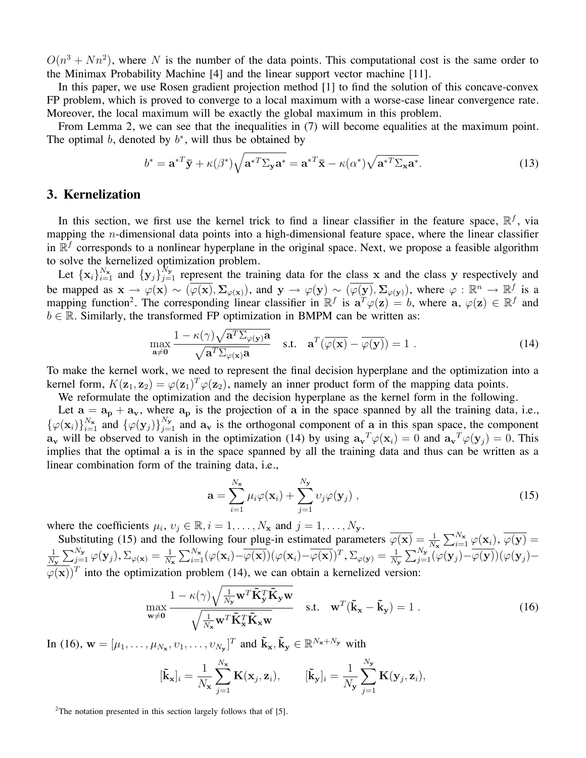$O(n^3 + Nn^2)$, where $N$ is the number of the data points. This computational cost is the same order to the Minimax Probability Machine [4] and the linear support vector machine [11].

In this paper, we use Rosen gradient projection method [1] to find the solution of this concave-convex FP problem, which is proved to converge to a local maximum with a worse-case linear convergence rate. Moreover, the local maximum will be exactly the global maximum in this problem.

From Lemma 2, we can see that the inequalities in (7) will become equalities at the maximum point. The optimal $b$, denoted by $b^*$, will thus be obtained by

$$b^* = \mathbf{a}^{*T}\bar{\mathbf{y}} + \kappa(\beta^*)\sqrt{\mathbf{a}^{*T}\Sigma_{\mathbf{y}}\mathbf{a}^*} = \mathbf{a}^{*T}\bar{\mathbf{x}} - \kappa(\alpha^*)\sqrt{\mathbf{a}^{*T}\Sigma_{\mathbf{x}}\mathbf{a}^*}. \tag{13}$$

## 3. Kernelization

In this section, we first use the kernel trick to find a linear classifier in the feature space, $\mathbb{R}^f$, via mapping the $n$-dimensional data points into a high-dimensional feature space, where the linear classifier in $\mathbb{R}^f$ corresponds to a nonlinear hyperplane in the original space. Next, we propose a feasible algorithm to solve the kernelized optimization problem.

Let $\{\mathbf{x}_i\}_{i=1}^{N_\mathbf{x}}$ and $\{\mathbf{y}_j\}_{j=1}^{N_\mathbf{y}}$ represent the training data for the class $\mathbf{x}$ and the class $\mathbf{y}$ respectively and be mapped as $\mathbf{x} \rightarrow \varphi(\mathbf{x}) \sim (\overline{\varphi(\mathbf{x})}, \mathbf{\Sigma}_{\varphi(\mathbf{x})})$, and $\mathbf{y} \rightarrow \varphi(\mathbf{y}) \sim (\overline{\varphi(\mathbf{y})}, \mathbf{\Sigma}_{\varphi(\mathbf{y})})$, where $\varphi : \mathbb{R}^n \rightarrow \mathbb{R}^f$ is a mapping function[2]. The corresponding linear classifier in $\mathbb{R}^f$ is $\mathbf{a}^T\varphi(\mathbf{z}) = b$, where $\mathbf{a}$, $\varphi(\mathbf{z}) \in \mathbb{R}^f$ and $b \in \mathbb{R}$. Similarly, the transformed FP optimization in BMPM can be written as:

$$\max_{\mathbf{a}\neq\mathbf{0}} \frac{1 - \kappa(\gamma)\sqrt{\mathbf{a}^T\Sigma_{\varphi(\mathbf{y})}\mathbf{a}}}{\sqrt{\mathbf{a}^T\Sigma_{\varphi(\mathbf{x})}\mathbf{a}}} \quad \text{s.t.} \quad \mathbf{a}^T(\overline{\varphi(\mathbf{x})} - \overline{\varphi(\mathbf{y})}) = 1\ . \tag{14}$$

To make the kernel work, we need to represent the final decision hyperplane and the optimization into a kernel form, $K(\mathbf{z}_1, \mathbf{z}_2) = \varphi(\mathbf{z}_1)^T\varphi(\mathbf{z}_2)$, namely an inner product form of the mapping data points.

We reformulate the optimization and the decision hyperplane as the kernel form in the following.

Let $\mathbf{a} = \mathbf{a_p} + \mathbf{a_v}$, where $\mathbf{a_p}$ is the projection of $\mathbf{a}$ in the space spanned by all the training data, i.e., $\{\varphi(\mathbf{x}_i)\}_{i=1}^{N_\mathbf{x}}$ and $\{\varphi(\mathbf{y}_j)\}_{j=1}^{N_\mathbf{y}}$ and $\mathbf{a_v}$ is the orthogonal component of $\mathbf{a}$ in this span space, the component $\mathbf{a_v}$ will be observed to vanish in the optimization (14) by using $\mathbf{a_v}^T\varphi(\mathbf{x}_i) = 0$ and $\mathbf{a_v}^T\varphi(\mathbf{y}_j) = 0$. This implies that the optimal $\mathbf{a}$ is in the space spanned by all the training data and thus can be written as a linear combination form of the training data, i.e.,

$$\mathbf{a} = \sum_{i=1}^{N_\mathbf{x}} \mu_i\varphi(\mathbf{x}_i) + \sum_{j=1}^{N_\mathbf{y}} \upsilon_j\varphi(\mathbf{y}_j)\ , \tag{15}$$

where the coefficients $\mu_i$, $\upsilon_j \in \mathbb{R}$, $i = 1, \ldots, N_\mathbf{x}$ and $j = 1, \ldots, N_\mathbf{y}$.

Substituting (15) and the following four plug-in estimated parameters $\overline{\varphi(\mathbf{x})} = \frac{1}{N_\mathbf{x}}\sum_{i=1}^{N_\mathbf{x}}\varphi(\mathbf{x}_i)$, $\overline{\varphi(\mathbf{y})} = \frac{1}{N_\mathbf{y}}\sum_{j=1}^{N_\mathbf{y}}\varphi(\mathbf{y}_j)$, $\Sigma_{\varphi(\mathbf{x})} = \frac{1}{N_\mathbf{x}}\sum_{i=1}^{N_\mathbf{x}}(\varphi(\mathbf{x}_i) - \overline{\varphi(\mathbf{x})})(\varphi(\mathbf{x}_i) - \overline{\varphi(\mathbf{x})})^T$, $\Sigma_{\varphi(\mathbf{y})} = \frac{1}{N_\mathbf{y}}\sum_{j=1}^{N_\mathbf{y}}(\varphi(\mathbf{y}_j) - \overline{\varphi(\mathbf{y})})(\varphi(\mathbf{y}_j) - \overline{\varphi(\mathbf{x})})^T$ into the optimization problem (14), we can obtain a kernelized version:

$$\max_{\mathbf{w}\neq\mathbf{0}} \frac{1 - \kappa(\gamma)\sqrt{\frac{1}{N_\mathbf{y}}\mathbf{w}^T\tilde{\mathbf{K}}_\mathbf{y}^T\tilde{\mathbf{K}}_\mathbf{y}\mathbf{w}}}{\sqrt{\frac{1}{N_\mathbf{x}}\mathbf{w}^T\tilde{\mathbf{K}}_\mathbf{x}^T\tilde{\mathbf{K}}_\mathbf{x}\mathbf{w}}} \quad \text{s.t.} \quad \mathbf{w}^T(\tilde{\mathbf{k}}_\mathbf{x} - \tilde{\mathbf{k}}_\mathbf{y}) = 1\ . \tag{16}$$

In (16), $\mathbf{w} = [\mu_1, \ldots, \mu_{N_\mathbf{x}}, \upsilon_1, \ldots, \upsilon_{N_\mathbf{y}}]^T$ and $\tilde{\mathbf{k}}_\mathbf{x}, \tilde{\mathbf{k}}_\mathbf{y} \in \mathbb{R}^{N_\mathbf{x}+N_\mathbf{y}}$ with

$$[\tilde{\mathbf{k}}_\mathbf{x}]_i = \frac{1}{N_\mathbf{x}}\sum_{j=1}^{N_\mathbf{x}} \mathbf{K}(\mathbf{x}_j, \mathbf{z}_i), \qquad [\tilde{\mathbf{k}}_\mathbf{y}]_i = \frac{1}{N_\mathbf{y}}\sum_{j=1}^{N_\mathbf{y}} \mathbf{K}(\mathbf{y}_j, \mathbf{z}_i),$$

[2] The notation presented in this section largely follows that of [5].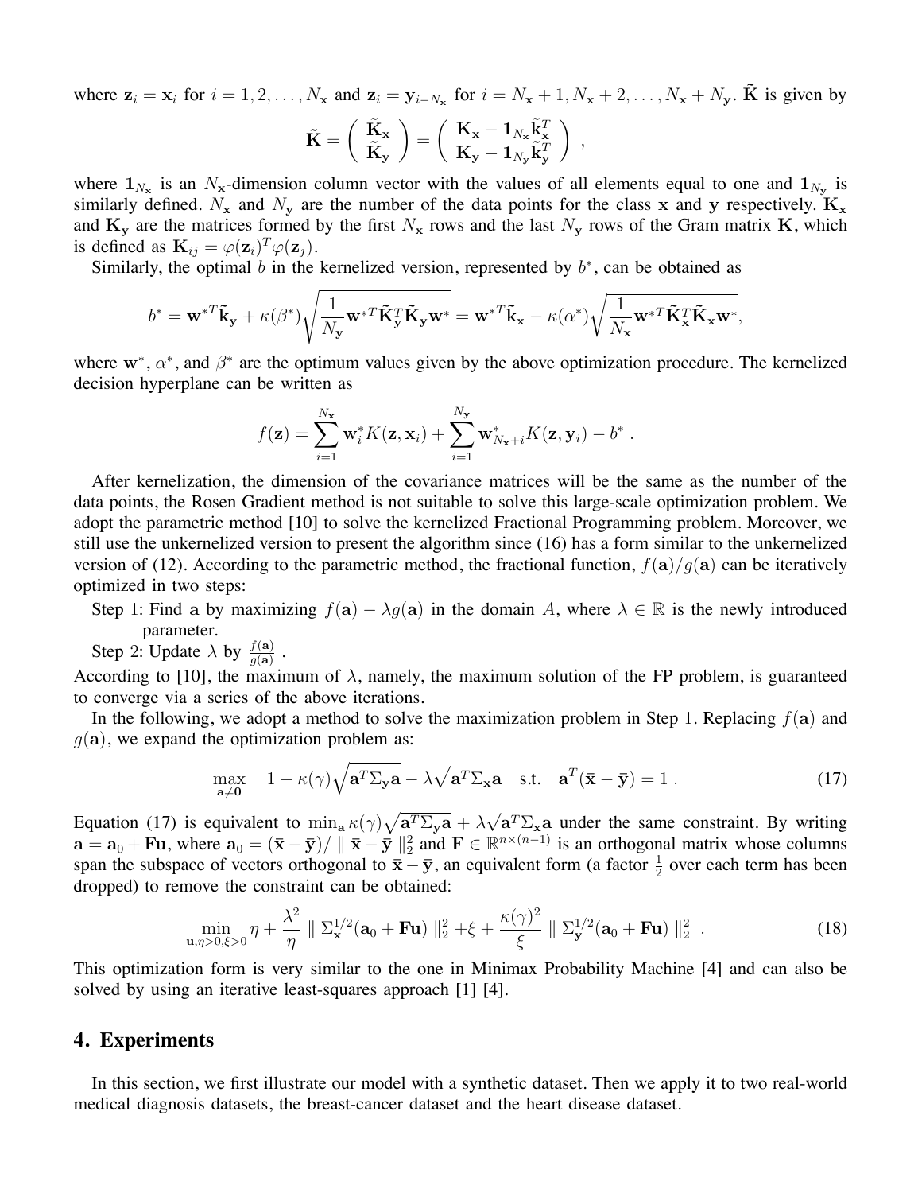where $\mathbf{z}_i = \mathbf{x}_i$ for $i = 1, 2, \ldots, N_\mathbf{x}$ and $\mathbf{z}_i = \mathbf{y}_{i-N_\mathbf{x}}$ for $i = N_\mathbf{x}+1, N_\mathbf{x}+2, \ldots, N_\mathbf{x}+N_\mathbf{y}$. $\tilde{\mathbf{K}}$ is given by

$$\tilde{\mathbf{K}} = \begin{pmatrix} \tilde{\mathbf{K}}_\mathbf{x} \\ \tilde{\mathbf{K}}_\mathbf{y} \end{pmatrix} = \begin{pmatrix} \mathbf{K}_\mathbf{x} - \mathbf{1}_{N_\mathbf{x}} \tilde{\mathbf{k}}_\mathbf{x}^T \\ \mathbf{K}_\mathbf{y} - \mathbf{1}_{N_\mathbf{y}} \tilde{\mathbf{k}}_\mathbf{y}^T \end{pmatrix} ,$$

where $\mathbf{1}_{N_\mathbf{x}}$ is an $N_\mathbf{x}$-dimension column vector with the values of all elements equal to one and $\mathbf{1}_{N_\mathbf{y}}$ is similarly defined. $N_\mathbf{x}$ and $N_\mathbf{y}$ are the number of the data points for the class $\mathbf{x}$ and $\mathbf{y}$ respectively. $\mathbf{K}_\mathbf{x}$ and $\mathbf{K}_\mathbf{y}$ are the matrices formed by the first $N_\mathbf{x}$ rows and the last $N_\mathbf{y}$ rows of the Gram matrix $\mathbf{K}$, which is defined as $\mathbf{K}_{ij} = \varphi(\mathbf{z}_i)^T \varphi(\mathbf{z}_j)$.

Similarly, the optimal $b$ in the kernelized version, represented by $b^*$, can be obtained as

$$b^* = \mathbf{w}^{*T} \tilde{\mathbf{k}}_\mathbf{y} + \kappa(\beta^*) \sqrt{\frac{1}{N_\mathbf{y}} \mathbf{w}^{*T} \tilde{\mathbf{K}}_\mathbf{y}^T \tilde{\mathbf{K}}_\mathbf{y} \mathbf{w}^*} = \mathbf{w}^{*T} \tilde{\mathbf{k}}_\mathbf{x} - \kappa(\alpha^*) \sqrt{\frac{1}{N_\mathbf{x}} \mathbf{w}^{*T} \tilde{\mathbf{K}}_\mathbf{x}^T \tilde{\mathbf{K}}_\mathbf{x} \mathbf{w}^*},$$

where $\mathbf{w}^*$, $\alpha^*$, and $\beta^*$ are the optimum values given by the above optimization procedure. The kernelized decision hyperplane can be written as

$$f(\mathbf{z}) = \sum_{i=1}^{N_\mathbf{x}} \mathbf{w}_i^* K(\mathbf{z}, \mathbf{x}_i) + \sum_{i=1}^{N_\mathbf{y}} \mathbf{w}_{N_\mathbf{x}+i}^* K(\mathbf{z}, \mathbf{y}_i) - b^* .$$

After kernelization, the dimension of the covariance matrices will be the same as the number of the data points, the Rosen Gradient method is not suitable to solve this large-scale optimization problem. We adopt the parametric method [10] to solve the kernelized Fractional Programming problem. Moreover, we still use the unkernelized version to present the algorithm since (16) has a form similar to the unkernelized version of (12). According to the parametric method, the fractional function, $f(\mathbf{a})/g(\mathbf{a})$ can be iteratively optimized in two steps:

Step 1: Find $\mathbf{a}$ by maximizing $f(\mathbf{a}) - \lambda g(\mathbf{a})$ in the domain $A$, where $\lambda \in \mathbb{R}$ is the newly introduced parameter.

Step 2: Update $\lambda$ by $\frac{f(\mathbf{a})}{g(\mathbf{a})}$ .

According to [10], the maximum of $\lambda$, namely, the maximum solution of the FP problem, is guaranteed to converge via a series of the above iterations.

In the following, we adopt a method to solve the maximization problem in Step 1. Replacing $f(\mathbf{a})$ and $g(\mathbf{a})$, we expand the optimization problem as:

$$\max_{\mathbf{a} \neq \mathbf{0}} \quad 1 - \kappa(\gamma) \sqrt{\mathbf{a}^T \Sigma_\mathbf{y} \mathbf{a}} - \lambda \sqrt{\mathbf{a}^T \Sigma_\mathbf{x} \mathbf{a}} \quad \text{s.t.} \quad \mathbf{a}^T (\bar{\mathbf{x}} - \bar{\mathbf{y}}) = 1 . \tag{17}$$

Equation (17) is equivalent to $\min_\mathbf{a} \kappa(\gamma) \sqrt{\mathbf{a}^T \Sigma_\mathbf{y} \mathbf{a}} + \lambda \sqrt{\mathbf{a}^T \Sigma_\mathbf{x} \mathbf{a}}$ under the same constraint. By writing $\mathbf{a} = \mathbf{a}_0 + \mathbf{F}\mathbf{u}$, where $\mathbf{a}_0 = (\bar{\mathbf{x}} - \bar{\mathbf{y}}) / \parallel \bar{\mathbf{x}} - \bar{\mathbf{y}} \parallel_2^2$ and $\mathbf{F} \in \mathbb{R}^{n \times (n-1)}$ is an orthogonal matrix whose columns span the subspace of vectors orthogonal to $\bar{\mathbf{x}} - \bar{\mathbf{y}}$, an equivalent form (a factor $\frac{1}{2}$ over each term has been dropped) to remove the constraint can be obtained:

$$\min_{\mathbf{u}, \eta > 0, \xi > 0} \eta + \frac{\lambda^2}{\eta} \parallel \Sigma_\mathbf{x}^{1/2} (\mathbf{a}_0 + \mathbf{F}\mathbf{u}) \parallel_2^2 + \xi + \frac{\kappa(\gamma)^2}{\xi} \parallel \Sigma_\mathbf{y}^{1/2} (\mathbf{a}_0 + \mathbf{F}\mathbf{u}) \parallel_2^2 \ . \tag{18}$$

This optimization form is very similar to the one in Minimax Probability Machine [4] and can also be solved by using an iterative least-squares approach [1] [4].

## 4. Experiments

In this section, we first illustrate our model with a synthetic dataset. Then we apply it to two real-world medical diagnosis datasets, the breast-cancer dataset and the heart disease dataset.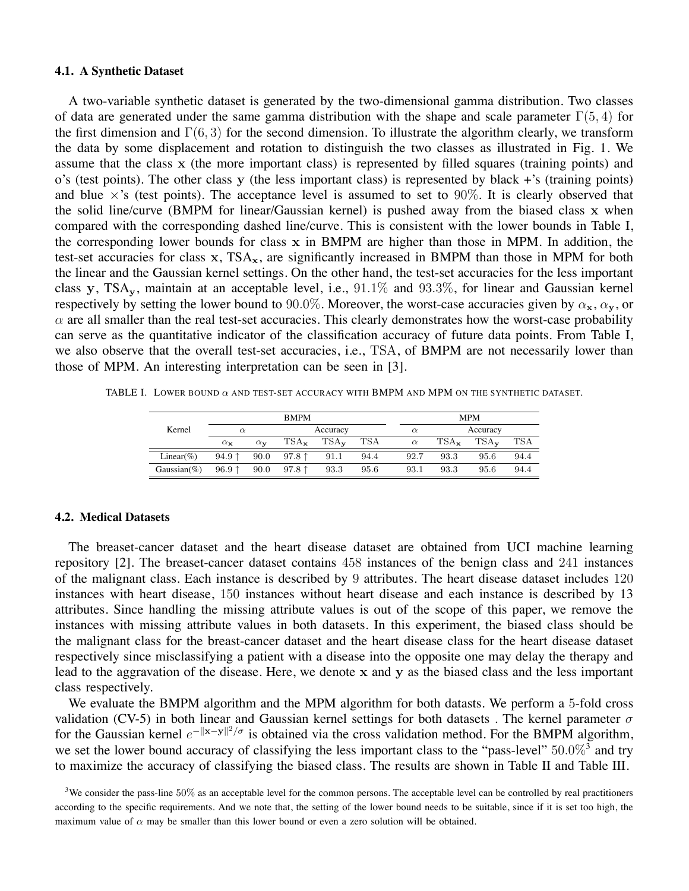### 4.1. A Synthetic Dataset

A two-variable synthetic dataset is generated by the two-dimensional gamma distribution. Two classes of data are generated under the same gamma distribution with the shape and scale parameter $\Gamma(5, 4)$ for the first dimension and $\Gamma(6, 3)$ for the second dimension. To illustrate the algorithm clearly, we transform the data by some displacement and rotation to distinguish the two classes as illustrated in Fig. 1. We assume that the class $\mathbf{x}$ (the more important class) is represented by filled squares (training points) and o's (test points). The other class $\mathbf{y}$ (the less important class) is represented by black +'s (training points) and blue $\times$'s (test points). The acceptance level is assumed to set to $90\%$. It is clearly observed that the solid line/curve (BMPM for linear/Gaussian kernel) is pushed away from the biased class $\mathbf{x}$ when compared with the corresponding dashed line/curve. This is consistent with the lower bounds in Table I, the corresponding lower bounds for class $\mathbf{x}$ in BMPM are higher than those in MPM. In addition, the test-set accuracies for class $\mathbf{x}$, $\mathrm{TSA}_{\mathbf{x}}$, are significantly increased in BMPM than those in MPM for both the linear and the Gaussian kernel settings. On the other hand, the test-set accuracies for the less important class $\mathbf{y}$, $\mathrm{TSA}_{\mathbf{y}}$, maintain at an acceptable level, i.e., $91.1\%$ and $93.3\%$, for linear and Gaussian kernel respectively by setting the lower bound to $90.0\%$. Moreover, the worst-case accuracies given by $\alpha_{\mathbf{x}}$, $\alpha_{\mathbf{y}}$, or $\alpha$ are all smaller than the real test-set accuracies. This clearly demonstrates how the worst-case probability can serve as the quantitative indicator of the classification accuracy of future data points. From Table I, we also observe that the overall test-set accuracies, i.e., $\mathrm{TSA}$, of BMPM are not necessarily lower than those of MPM. An interesting interpretation can be seen in [3].

TABLE I. Lower bound $\alpha$ and test-set accuracy with BMPM and MPM on the synthetic dataset.

| Kernel | BMPM | | | | | MPM | | | |
|---|---|---|---|---|---|---|---|---|---|
| | $\alpha$ | | Accuracy | | | $\alpha$ | Accuracy | | |
| | $\alpha_{\mathbf{x}}$ | $\alpha_{\mathbf{y}}$ | $\mathrm{TSA}_{\mathbf{x}}$ | $\mathrm{TSA}_{\mathbf{y}}$ | TSA | $\alpha$ | $\mathrm{TSA}_{\mathbf{x}}$ | $\mathrm{TSA}_{\mathbf{y}}$ | TSA |
| Linear(%) | 94.9 ↑ | 90.0 | 97.8 ↑ | 91.1 | 94.4 | 92.7 | 93.3 | 95.6 | 94.4 |
| Gaussian(%) | 96.9 ↑ | 90.0 | 97.8 ↑ | 93.3 | 95.6 | 93.1 | 93.3 | 95.6 | 94.4 |

### 4.2. Medical Datasets

The breaset-cancer dataset and the heart disease dataset are obtained from UCI machine learning repository [2]. The breaset-cancer dataset contains $458$ instances of the benign class and $241$ instances of the malignant class. Each instance is described by $9$ attributes. The heart disease dataset includes $120$ instances with heart disease, $150$ instances without heart disease and each instance is described by $13$ attributes. Since handling the missing attribute values is out of the scope of this paper, we remove the instances with missing attribute values in both datasets. In this experiment, the biased class should be the malignant class for the breast-cancer dataset and the heart disease class for the heart disease dataset respectively since misclassifying a patient with a disease into the opposite one may delay the therapy and lead to the aggravation of the disease. Here, we denote $\mathbf{x}$ and $\mathbf{y}$ as the biased class and the less important class respectively.

We evaluate the BMPM algorithm and the MPM algorithm for both datasts. We perform a $5$-fold cross validation (CV-5) in both linear and Gaussian kernel settings for both datasets . The kernel parameter $\sigma$ for the Gaussian kernel $e^{-\|\mathbf{x}-\mathbf{y}\|^2/\sigma}$ is obtained via the cross validation method. For the BMPM algorithm, we set the lower bound accuracy of classifying the less important class to the "pass-level" $50.0\%$[3] and try to maximize the accuracy of classifying the biased class. The results are shown in Table II and Table III.

[3] We consider the pass-line $50\%$ as an acceptable level for the common persons. The acceptable level can be controlled by real practitioners according to the specific requirements. And we note that, the setting of the lower bound needs to be suitable, since if it is set too high, the maximum value of $\alpha$ may be smaller than this lower bound or even a zero solution will be obtained.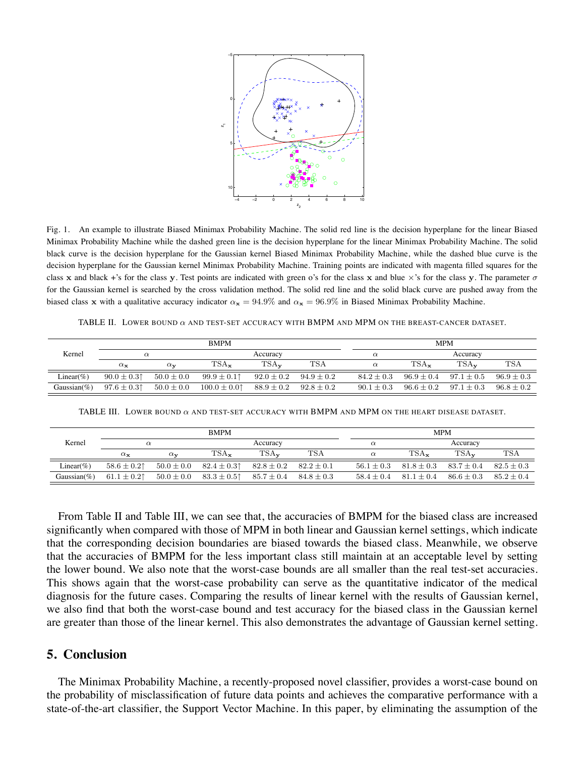Fig. 1. An example to illustrate Biased Minimax Probability Machine. The solid red line is the decision hyperplane for the linear Biased Minimax Probability Machine while the dashed green line is the decision hyperplane for the linear Minimax Probability Machine. The solid black curve is the decision hyperplane for the Gaussian kernel Biased Minimax Probability Machine, while the dashed blue curve is the decision hyperplane for the Gaussian kernel Minimax Probability Machine. Training points are indicated with magenta filled squares for the class $\mathbf{x}$ and black +'s for the class $\mathbf{y}$. Test points are indicated with green o's for the class $\mathbf{x}$ and blue ×'s for the class $\mathbf{y}$. The parameter $\sigma$ for the Gaussian kernel is searched by the cross validation method. The solid red line and the solid black curve are pushed away from the biased class $\mathbf{x}$ with a qualitative accuracy indicator $\alpha_{\mathbf{x}} = 94.9\%$ and $\alpha_{\mathbf{x}} = 96.9\%$ in Biased Minimax Probability Machine.

TABLE II. LOWER BOUND $\alpha$ AND TEST-SET ACCURACY WITH BMPM AND MPM ON THE BREAST-CANCER DATASET.

| Kernel | BMPM | | | | | MPM | | | |
|---|---|---|---|---|---|---|---|---|---|
| | $\alpha$ | | Accuracy | | | $\alpha$ | Accuracy | | |
| | $\alpha_{\mathbf{x}}$ | $\alpha_{\mathbf{y}}$ | $\text{TSA}_{\mathbf{x}}$ | $\text{TSA}_{\mathbf{y}}$ | TSA | $\alpha$ | $\text{TSA}_{\mathbf{x}}$ | $\text{TSA}_{\mathbf{y}}$ | TSA |
| Linear(%) | $90.0 \pm 0.3\uparrow$ | $50.0 \pm 0.0$ | $99.9 \pm 0.1\uparrow$ | $92.0 \pm 0.2$ | $94.9 \pm 0.2$ | $84.2 \pm 0.3$ | $96.9 \pm 0.4$ | $97.1 \pm 0.5$ | $96.9 \pm 0.3$ |
| Gaussian(%) | $97.6 \pm 0.3\uparrow$ | $50.0 \pm 0.0$ | $100.0 \pm 0.0\uparrow$ | $88.9 \pm 0.2$ | $92.8 \pm 0.2$ | $90.1 \pm 0.3$ | $96.6 \pm 0.2$ | $97.1 \pm 0.3$ | $96.8 \pm 0.2$ |

TABLE III. LOWER BOUND $\alpha$ AND TEST-SET ACCURACY WITH BMPM AND MPM ON THE HEART DISEASE DATASET.

| Kernel | BMPM | | | | | MPM | | | |
|---|---|---|---|---|---|---|---|---|---|
| | $\alpha$ | | Accuracy | | | $\alpha$ | Accuracy | | |
| | $\alpha_{\mathbf{x}}$ | $\alpha_{\mathbf{y}}$ | $\text{TSA}_{\mathbf{x}}$ | $\text{TSA}_{\mathbf{y}}$ | TSA | $\alpha$ | $\text{TSA}_{\mathbf{x}}$ | $\text{TSA}_{\mathbf{y}}$ | TSA |
| Linear(%) | $58.6 \pm 0.2\uparrow$ | $50.0 \pm 0.0$ | $82.4 \pm 0.3\uparrow$ | $82.8 \pm 0.2$ | $82.2 \pm 0.1$ | $56.1 \pm 0.3$ | $81.8 \pm 0.3$ | $83.7 \pm 0.4$ | $82.5 \pm 0.3$ |
| Gaussian(%) | $61.1 \pm 0.2\uparrow$ | $50.0 \pm 0.0$ | $83.3 \pm 0.5\uparrow$ | $85.7 \pm 0.4$ | $84.8 \pm 0.3$ | $58.4 \pm 0.4$ | $81.1 \pm 0.4$ | $86.6 \pm 0.3$ | $85.2 \pm 0.4$ |

From Table II and Table III, we can see that, the accuracies of BMPM for the biased class are increased significantly when compared with those of MPM in both linear and Gaussian kernel settings, which indicate that the corresponding decision boundaries are biased towards the biased class. Meanwhile, we observe that the accuracies of BMPM for the less important class still maintain at an acceptable level by setting the lower bound. We also note that the worst-case bounds are all smaller than the real test-set accuracies. This shows again that the worst-case probability can serve as the quantitative indicator of the medical diagnosis for the future cases. Comparing the results of linear kernel with the results of Gaussian kernel, we also find that both the worst-case bound and test accuracy for the biased class in the Gaussian kernel are greater than those of the linear kernel. This also demonstrates the advantage of Gaussian kernel setting.

## 5. Conclusion

The Minimax Probability Machine, a recently-proposed novel classifier, provides a worst-case bound on the probability of misclassification of future data points and achieves the comparative performance with a state-of-the-art classifier, the Support Vector Machine. In this paper, by eliminating the assumption of the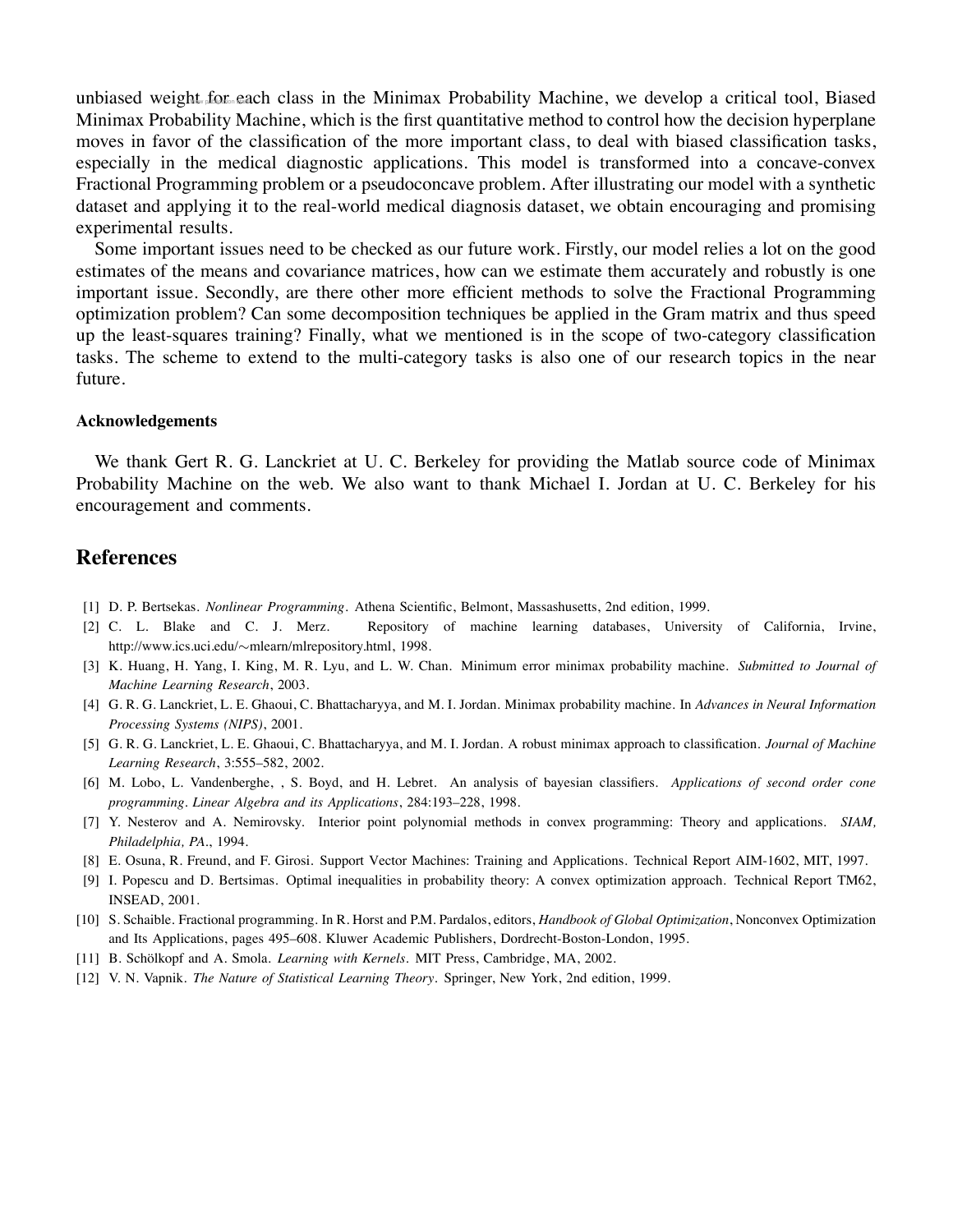unbiased weight for each class in the Minimax Probability Machine, we develop a critical tool, Biased Minimax Probability Machine, which is the first quantitative method to control how the decision hyperplane moves in favor of the classification of the more important class, to deal with biased classification tasks, especially in the medical diagnostic applications. This model is transformed into a concave-convex Fractional Programming problem or a pseudoconcave problem. After illustrating our model with a synthetic dataset and applying it to the real-world medical diagnosis dataset, we obtain encouraging and promising experimental results.

Some important issues need to be checked as our future work. Firstly, our model relies a lot on the good estimates of the means and covariance matrices, how can we estimate them accurately and robustly is one important issue. Secondly, are there other more efficient methods to solve the Fractional Programming optimization problem? Can some decomposition techniques be applied in the Gram matrix and thus speed up the least-squares training? Finally, what we mentioned is in the scope of two-category classification tasks. The scheme to extend to the multi-category tasks is also one of our research topics in the near future.

#### Acknowledgements

We thank Gert R. G. Lanckriet at U. C. Berkeley for providing the Matlab source code of Minimax Probability Machine on the web. We also want to thank Michael I. Jordan at U. C. Berkeley for his encouragement and comments.

## References

[1] D. P. Bertsekas. *Nonlinear Programming*. Athena Scientific, Belmont, Massashusetts, 2nd edition, 1999.

[2] C. L. Blake and C. J. Merz. Repository of machine learning databases, University of California, Irvine, http://www.ics.uci.edu/∼mlearn/mlrepository.html, 1998.

[3] K. Huang, H. Yang, I. King, M. R. Lyu, and L. W. Chan. Minimum error minimax probability machine. *Submitted to Journal of Machine Learning Research*, 2003.

[4] G. R. G. Lanckriet, L. E. Ghaoui, C. Bhattacharyya, and M. I. Jordan. Minimax probability machine. In *Advances in Neural Information Processing Systems (NIPS)*, 2001.

[5] G. R. G. Lanckriet, L. E. Ghaoui, C. Bhattacharyya, and M. I. Jordan. A robust minimax approach to classification. *Journal of Machine Learning Research*, 3:555–582, 2002.

[6] M. Lobo, L. Vandenberghe, , S. Boyd, and H. Lebret. An analysis of bayesian classifiers. *Applications of second order cone programming. Linear Algebra and its Applications*, 284:193–228, 1998.

[7] Y. Nesterov and A. Nemirovsky. Interior point polynomial methods in convex programming: Theory and applications. *SIAM, Philadelphia, PA.*, 1994.

[8] E. Osuna, R. Freund, and F. Girosi. Support Vector Machines: Training and Applications. Technical Report AIM-1602, MIT, 1997.

[9] I. Popescu and D. Bertsimas. Optimal inequalities in probability theory: A convex optimization approach. Technical Report TM62, INSEAD, 2001.

[10] S. Schaible. Fractional programming. In R. Horst and P.M. Pardalos, editors, *Handbook of Global Optimization*, Nonconvex Optimization and Its Applications, pages 495–608. Kluwer Academic Publishers, Dordrecht-Boston-London, 1995.

[11] B. Schölkopf and A. Smola. *Learning with Kernels*. MIT Press, Cambridge, MA, 2002.

[12] V. N. Vapnik. *The Nature of Statistical Learning Theory*. Springer, New York, 2nd edition, 1999.